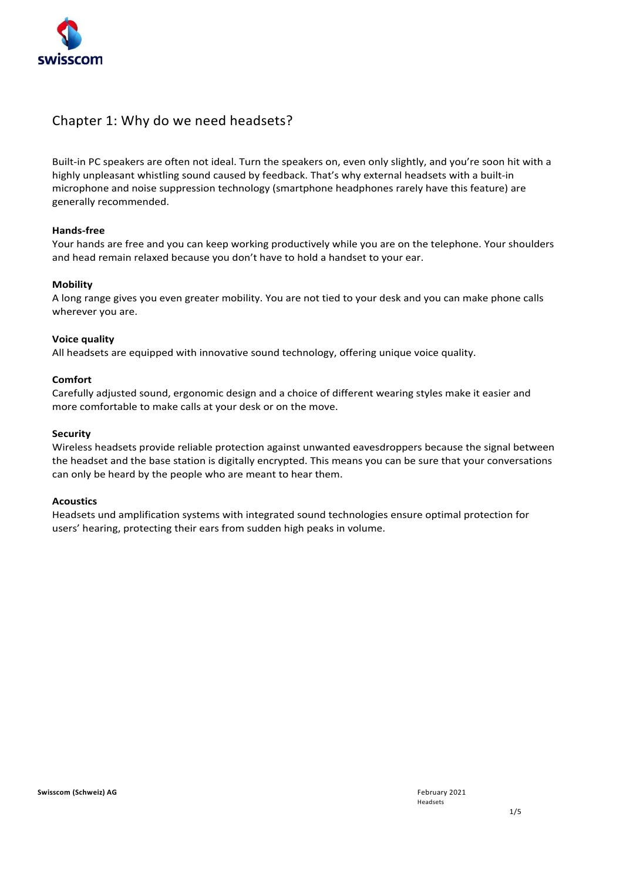# Chapter 1: Why do we need headsets?

Built-in PC speakers are often not ideal. Turn the speakers on, even only slightly, and you're soon hit with a highly unpleasant whistling sound caused by feedback. That's why external headsets with a built-in microphone and noise suppression technology (smartphone headphones rarely have this feature) are generally recommended.

**Hands-free**
Your hands are free and you can keep working productively while you are on the telephone. Your shoulders and head remain relaxed because you don't have to hold a handset to your ear.

**Mobility**
A long range gives you even greater mobility. You are not tied to your desk and you can make phone calls wherever you are.

**Voice quality**
All headsets are equipped with innovative sound technology, offering unique voice quality.

**Comfort**
Carefully adjusted sound, ergonomic design and a choice of different wearing styles make it easier and more comfortable to make calls at your desk or on the move.

**Security**
Wireless headsets provide reliable protection against unwanted eavesdroppers because the signal between the headset and the base station is digitally encrypted. This means you can be sure that your conversations can only be heard by the people who are meant to hear them.

**Acoustics**
Headsets und amplification systems with integrated sound technologies ensure optimal protection for users' hearing, protecting their ears from sudden high peaks in volume.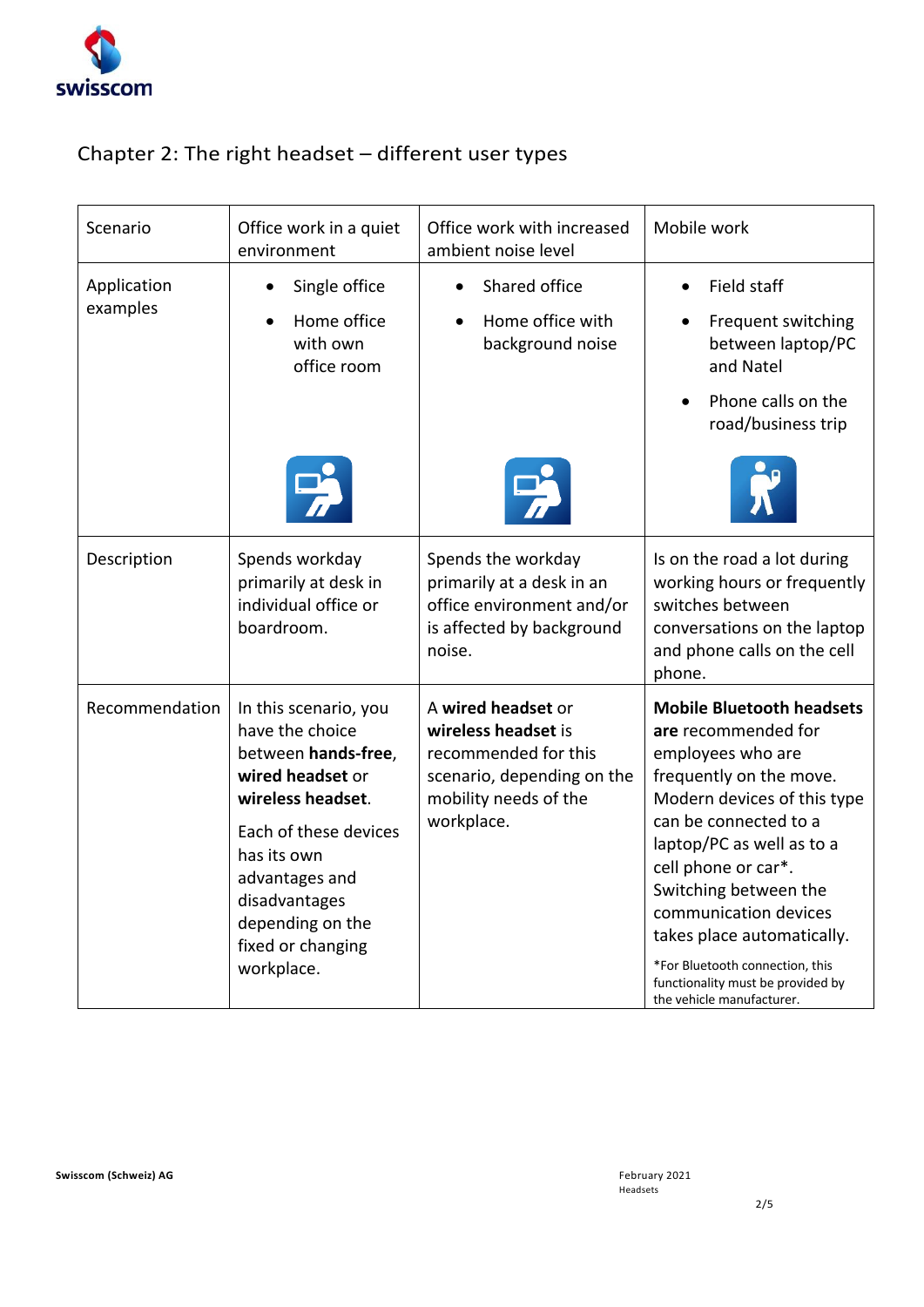## Chapter 2: The right headset – different user types

| Scenario | Office work in a quiet environment | Office work with increased ambient noise level | Mobile work |
|---|---|---|---|
| Application examples | • Single office<br>• Home office with own office room | • Shared office<br>• Home office with background noise | • Field staff<br>• Frequent switching between laptop/PC and Natel<br>• Phone calls on the road/business trip |
| Description | Spends workday primarily at desk in individual office or boardroom. | Spends the workday primarily at a desk in an office environment and/or is affected by background noise. | Is on the road a lot during working hours or frequently switches between conversations on the laptop and phone calls on the cell phone. |
| Recommendation | In this scenario, you have the choice between **hands-free**, **wired headset** or **wireless headset**.<br><br>Each of these devices has its own advantages and disadvantages depending on the fixed or changing workplace. | A **wired headset** or **wireless headset** is recommended for this scenario, depending on the mobility needs of the workplace. | **Mobile Bluetooth headsets are** recommended for employees who are frequently on the move. Modern devices of this type can be connected to a laptop/PC as well as to a cell phone or car*. Switching between the communication devices takes place automatically.<br><br>*For Bluetooth connection, this functionality must be provided by the vehicle manufacturer. |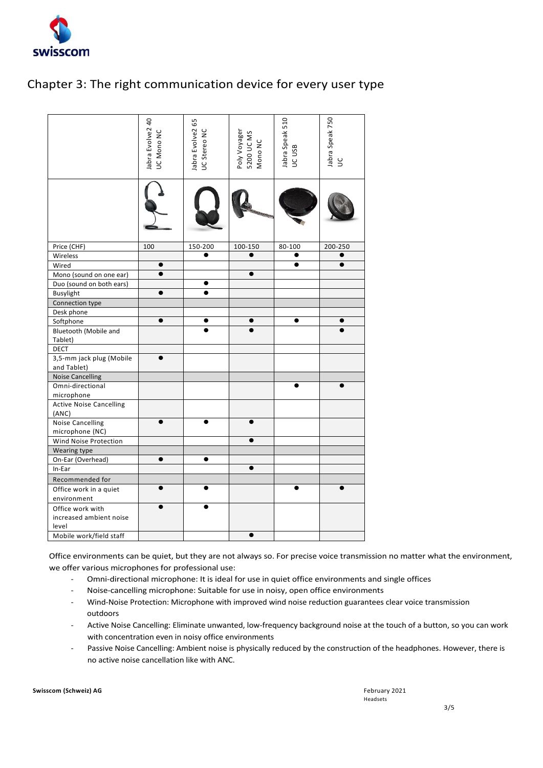# Chapter 3: The right communication device for every user type

| | Jabra Evolve2 40 UC Mono NC | Jabra Evolve2 65 UC Stereo NC | Poly Voyager 5200 UC MS Mono NC | Jabra Speak 510 UC USB | Jabra Speak 750 UC |
|---|---|---|---|---|---|
| Price (CHF) | 100 | 150-200 | 100-150 | 80-100 | 200-250 |
| Wireless | | ● | ● | ● | ● |
| Wired | ● | | | ● | ● |
| Mono (sound on one ear) | ● | | ● | | |
| Duo (sound on both ears) | | ● | | | |
| Busylight | ● | ● | | | |
| Connection type | | | | | |
| Desk phone | | | | | |
| Softphone | ● | ● | ● | ● | ● |
| Bluetooth (Mobile and Tablet) | | ● | ● | | ● |
| DECT | | | | | |
| 3,5-mm jack plug (Mobile and Tablet) | ● | | | | |
| Noise Cancelling | | | | | |
| Omni-directional microphone | | | | ● | ● |
| Active Noise Cancelling (ANC) | | | | | |
| Noise Cancelling microphone (NC) | ● | ● | ● | | |
| Wind Noise Protection | | | ● | | |
| Wearing type | | | | | |
| On-Ear (Overhead) | ● | ● | | | |
| In-Ear | | | ● | | |
| Recommended for | | | | | |
| Office work in a quiet environment | ● | ● | | ● | ● |
| Office work with increased ambient noise level | ● | ● | | | |
| Mobile work/field staff | | | ● | | |

Office environments can be quiet, but they are not always so. For precise voice transmission no matter what the environment, we offer various microphones for professional use:

- Omni-directional microphone: It is ideal for use in quiet office environments and single offices
- Noise-cancelling microphone: Suitable for use in noisy, open office environments
- Wind-Noise Protection: Microphone with improved wind noise reduction guarantees clear voice transmission outdoors
- Active Noise Cancelling: Eliminate unwanted, low-frequency background noise at the touch of a button, so you can work with concentration even in noisy office environments
- Passive Noise Cancelling: Ambient noise is physically reduced by the construction of the headphones. However, there is no active noise cancellation like with ANC.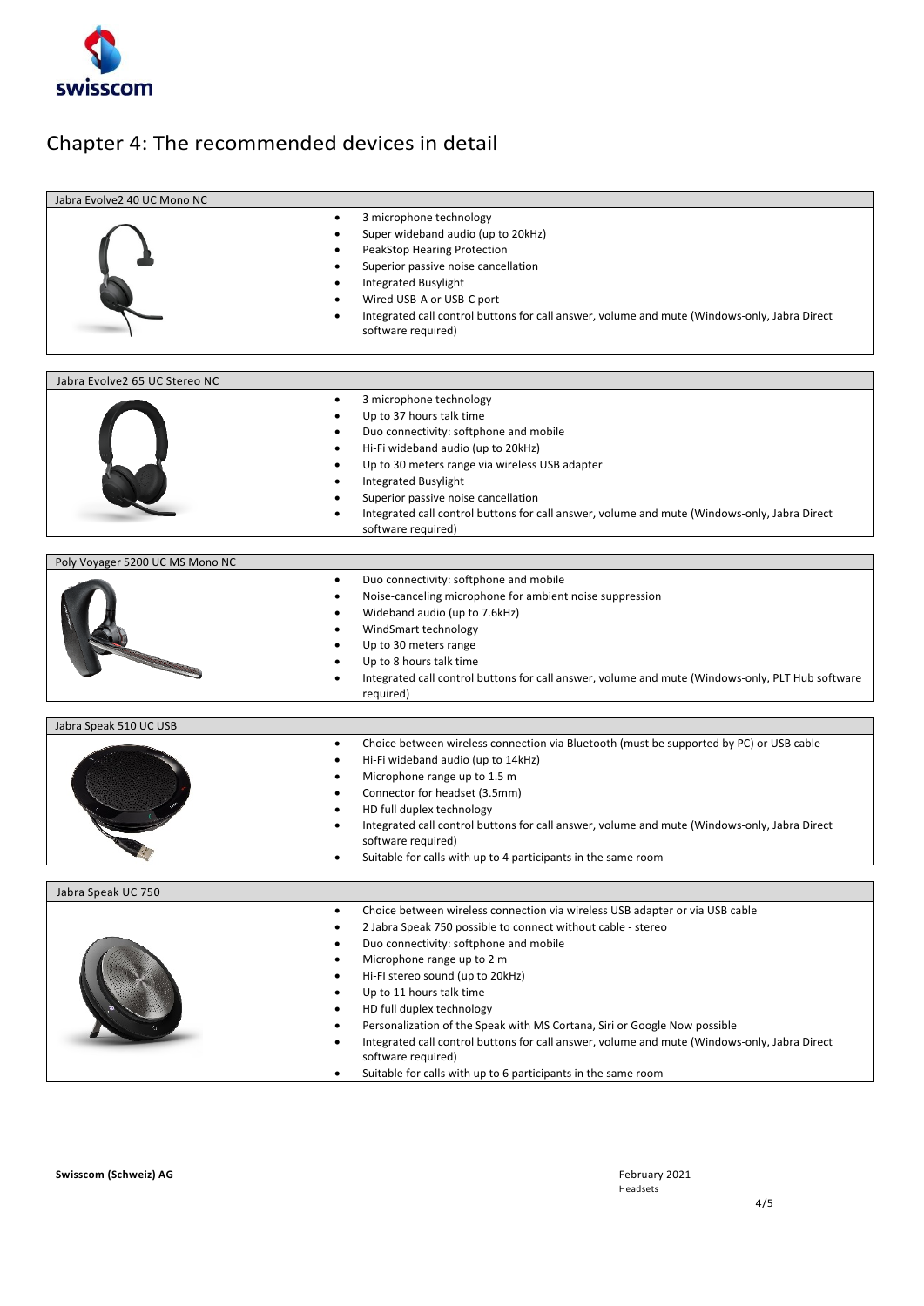# Chapter 4: The recommended devices in detail

**Jabra Evolve2 40 UC Mono NC**

- 3 microphone technology
- Super wideband audio (up to 20kHz)
- PeakStop Hearing Protection
- Superior passive noise cancellation
- Integrated Busylight
- Wired USB-A or USB-C port
- Integrated call control buttons for call answer, volume and mute (Windows-only, Jabra Direct software required)

**Jabra Evolve2 65 UC Stereo NC**

- 3 microphone technology
- Up to 37 hours talk time
- Duo connectivity: softphone and mobile
- Hi-Fi wideband audio (up to 20kHz)
- Up to 30 meters range via wireless USB adapter
- Integrated Busylight
- Superior passive noise cancellation
- Integrated call control buttons for call answer, volume and mute (Windows-only, Jabra Direct software required)

**Poly Voyager 5200 UC MS Mono NC**

- Duo connectivity: softphone and mobile
- Noise-canceling microphone for ambient noise suppression
- Wideband audio (up to 7.6kHz)
- WindSmart technology
- Up to 30 meters range
- Up to 8 hours talk time
- Integrated call control buttons for call answer, volume and mute (Windows-only, PLT Hub software required)

**Jabra Speak 510 UC USB**

- Choice between wireless connection via Bluetooth (must be supported by PC) or USB cable
- Hi-Fi wideband audio (up to 14kHz)
- Microphone range up to 1.5 m
- Connector for headset (3.5mm)
- HD full duplex technology
- Integrated call control buttons for call answer, volume and mute (Windows-only, Jabra Direct software required)
- Suitable for calls with up to 4 participants in the same room

**Jabra Speak UC 750**

- Choice between wireless connection via wireless USB adapter or via USB cable
- 2 Jabra Speak 750 possible to connect without cable - stereo
- Duo connectivity: softphone and mobile
- Microphone range up to 2 m
- Hi-FI stereo sound (up to 20kHz)
- Up to 11 hours talk time
- HD full duplex technology
- Personalization of the Speak with MS Cortana, Siri or Google Now possible
- Integrated call control buttons for call answer, volume and mute (Windows-only, Jabra Direct software required)
- Suitable for calls with up to 6 participants in the same room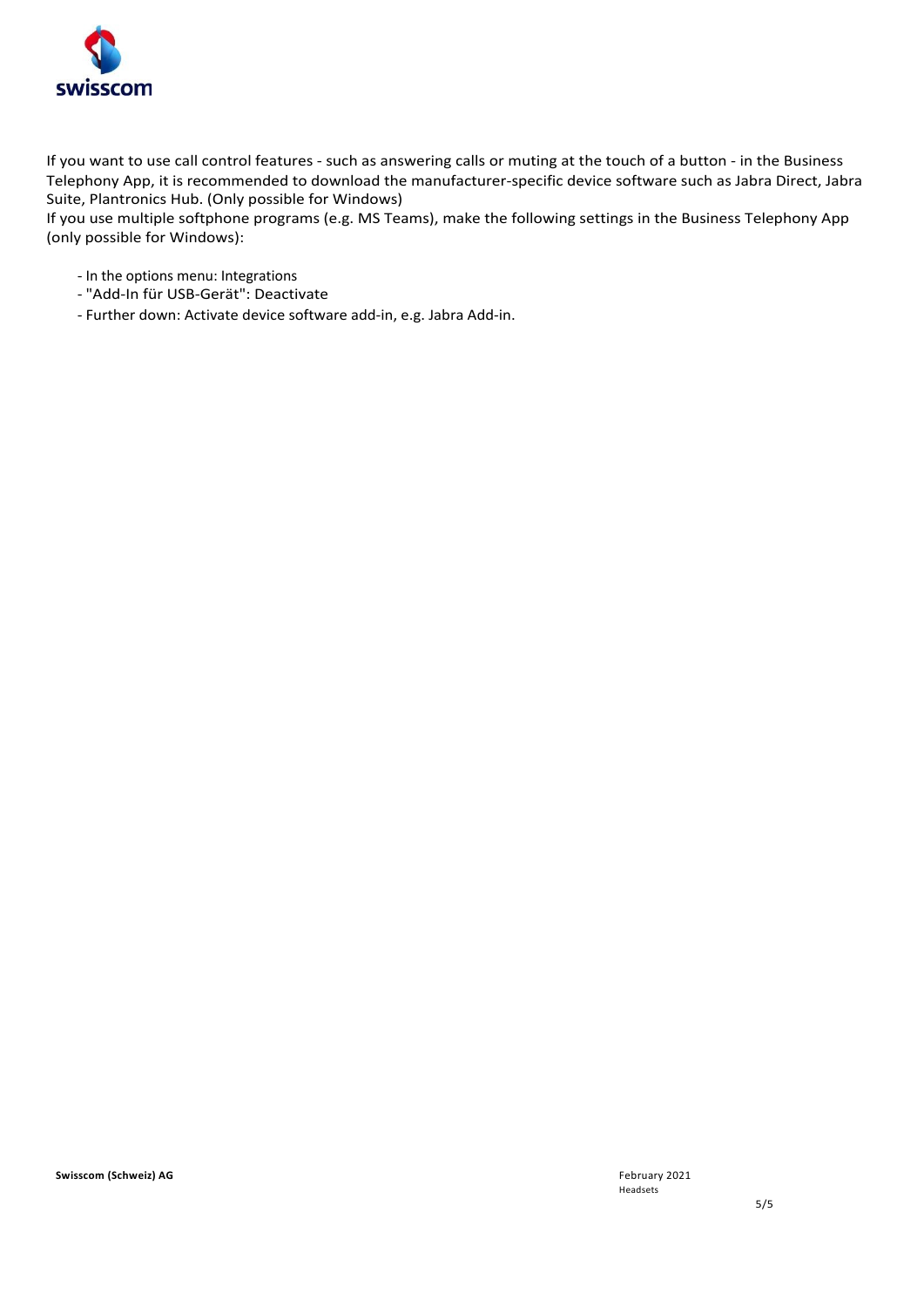If you want to use call control features - such as answering calls or muting at the touch of a button - in the Business Telephony App, it is recommended to download the manufacturer-specific device software such as Jabra Direct, Jabra Suite, Plantronics Hub. (Only possible for Windows)
If you use multiple softphone programs (e.g. MS Teams), make the following settings in the Business Telephony App (only possible for Windows):

- In the options menu: Integrations
- "Add-In für USB-Gerät": Deactivate
- Further down: Activate device software add-in, e.g. Jabra Add-in.